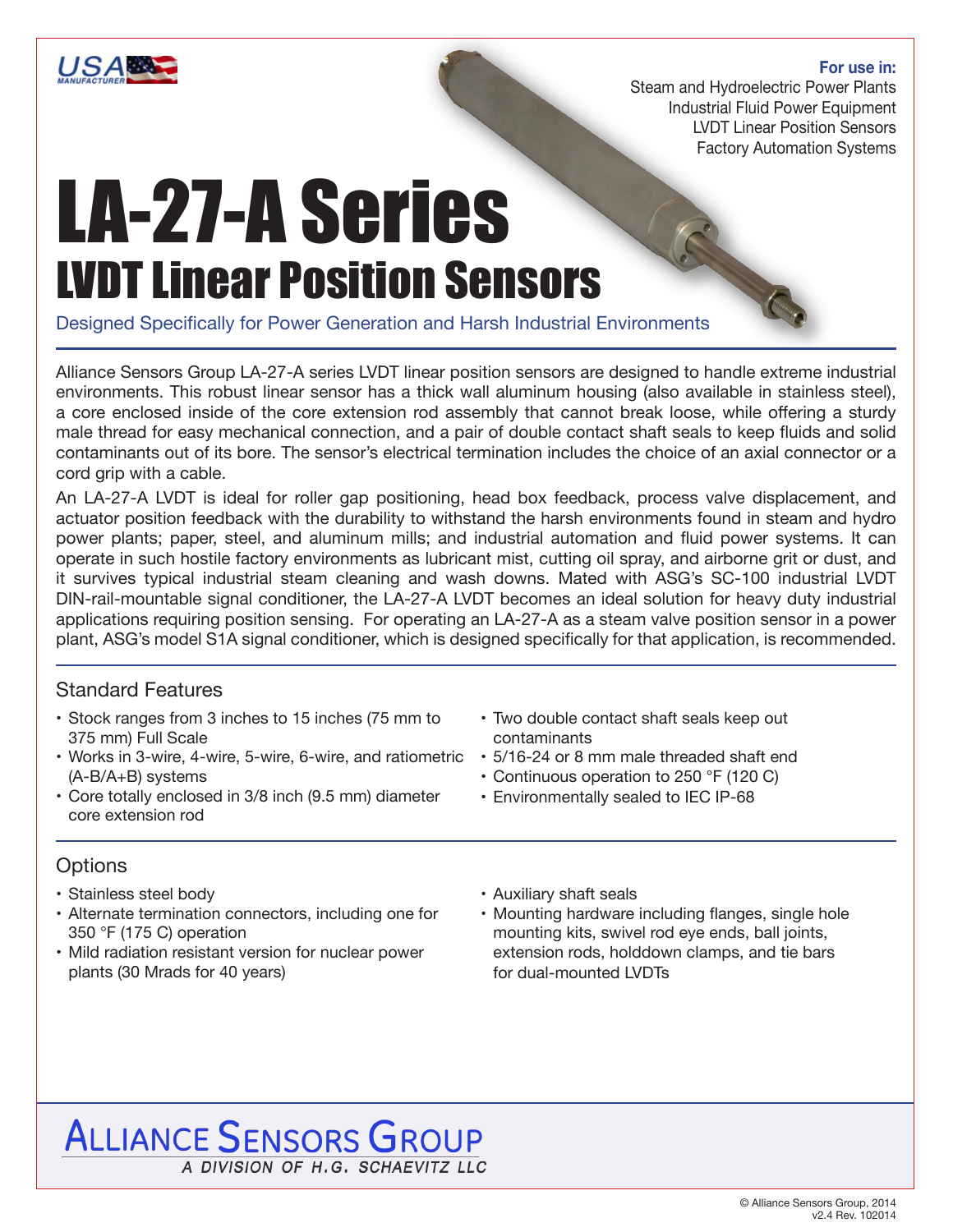**For use in:**
Steam and Hydroelectric Power Plants
Industrial Fluid Power Equipment
LVDT Linear Position Sensors
Factory Automation Systems

# LA-27-A Series
## LVDT Linear Position Sensors

Designed Specifically for Power Generation and Harsh Industrial Environments

Alliance Sensors Group LA-27-A series LVDT linear position sensors are designed to handle extreme industrial environments. This robust linear sensor has a thick wall aluminum housing (also available in stainless steel), a core enclosed inside of the core extension rod assembly that cannot break loose, while offering a sturdy male thread for easy mechanical connection, and a pair of double contact shaft seals to keep fluids and solid contaminants out of its bore. The sensor's electrical termination includes the choice of an axial connector or a cord grip with a cable.

An LA-27-A LVDT is ideal for roller gap positioning, head box feedback, process valve displacement, and actuator position feedback with the durability to withstand the harsh environments found in steam and hydro power plants; paper, steel, and aluminum mills; and industrial automation and fluid power systems. It can operate in such hostile factory environments as lubricant mist, cutting oil spray, and airborne grit or dust, and it survives typical industrial steam cleaning and wash downs. Mated with ASG's SC-100 industrial LVDT DIN-rail-mountable signal conditioner, the LA-27-A LVDT becomes an ideal solution for heavy duty industrial applications requiring position sensing. For operating an LA-27-A as a steam valve position sensor in a power plant, ASG's model S1A signal conditioner, which is designed specifically for that application, is recommended.

### Standard Features

- Stock ranges from 3 inches to 15 inches (75 mm to 375 mm) Full Scale
- Works in 3-wire, 4-wire, 5-wire, 6-wire, and ratiometric (A-B/A+B) systems
- Core totally enclosed in 3/8 inch (9.5 mm) diameter core extension rod
- Two double contact shaft seals keep out contaminants
- 5/16-24 or 8 mm male threaded shaft end
- Continuous operation to 250 °F (120 C)
- Environmentally sealed to IEC IP-68

### Options

- Stainless steel body
- Alternate termination connectors, including one for 350 °F (175 C) operation
- Mild radiation resistant version for nuclear power plants (30 Mrads for 40 years)
- Auxiliary shaft seals
- Mounting hardware including flanges, single hole mounting kits, swivel rod eye ends, ball joints, extension rods, holddown clamps, and tie bars for dual-mounted LVDTs

ALLIANCE SENSORS GROUP
*A DIVISION OF H.G. SCHAEVITZ LLC*

© Alliance Sensors Group, 2014
v2.4 Rev. 102014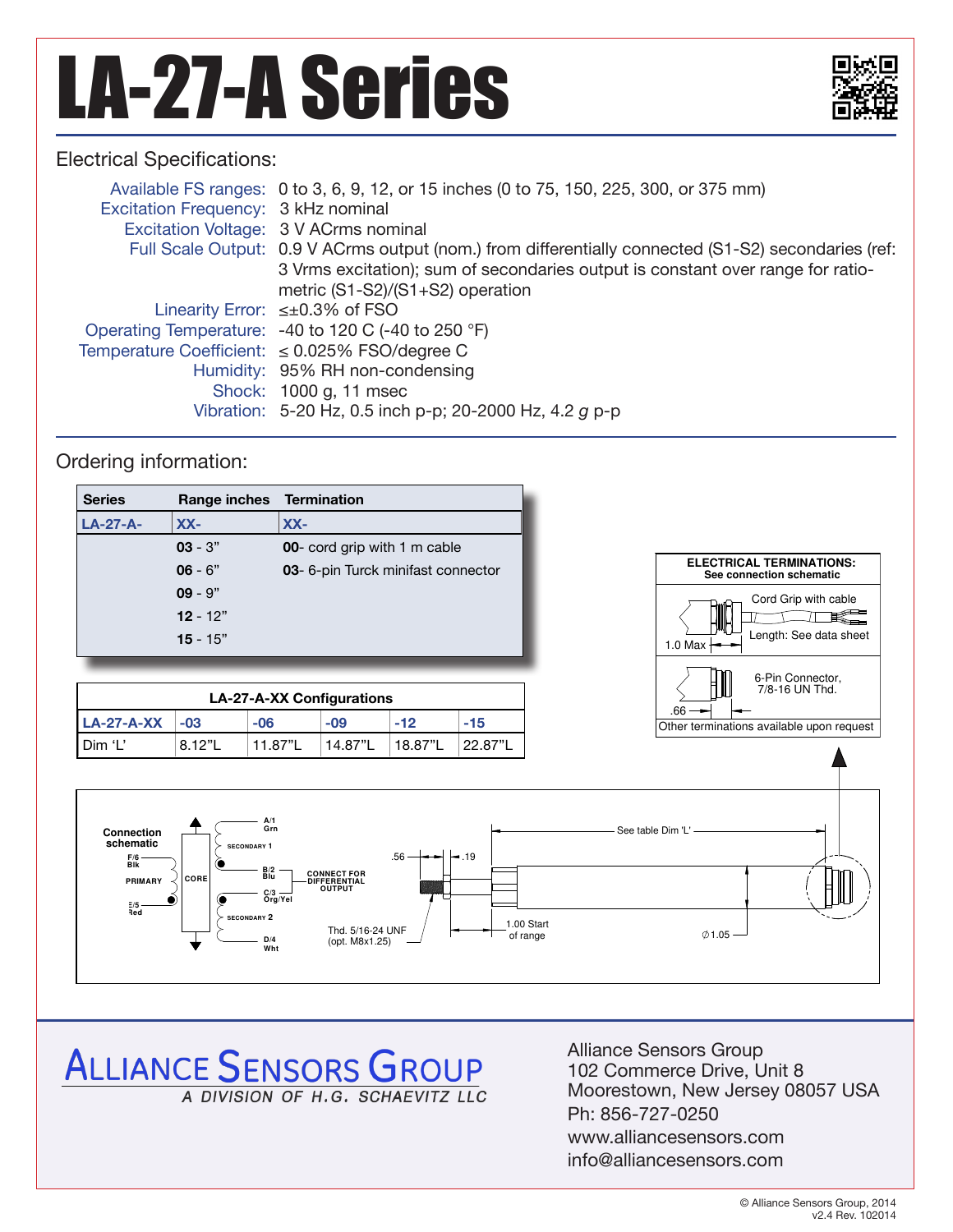# LA-27-A Series

## Electrical Specifications:

| | |
|---|---|
| Available FS ranges: | 0 to 3, 6, 9, 12, or 15 inches (0 to 75, 150, 225, 300, or 375 mm) |
| Excitation Frequency: | 3 kHz nominal |
| Excitation Voltage: | 3 V ACrms nominal |
| Full Scale Output: | 0.9 V ACrms output (nom.) from differentially connected (S1-S2) secondaries (ref: 3 Vrms excitation); sum of secondaries output is constant over range for ratio-metric (S1-S2)/(S1+S2) operation |
| Linearity Error: | ≤±0.3% of FSO |
| Operating Temperature: | -40 to 120 C (-40 to 250 °F) |
| Temperature Coefficient: | ≤ 0.025% FSO/degree C |
| Humidity: | 95% RH non-condensing |
| Shock: | 1000 g, 11 msec |
| Vibration: | 5-20 Hz, 0.5 inch p-p; 20-2000 Hz, 4.2 *g* p-p |

## Ordering information:

| Series | Range inches | Termination |
|---|---|---|
| **LA-27-A-** | **XX-** | **XX-** |
| | **03** - 3" | **00**- cord grip with 1 m cable |
| | **06** - 6" | **03**- 6-pin Turck minifast connector |
| | **09** - 9" | |
| | **12** - 12" | |
| | **15** - 15" | |

**LA-27-A-XX Configurations**

| LA-27-A-XX | -03 | -06 | -09 | -12 | -15 |
|---|---|---|---|---|---|
| Dim 'L' | 8.12"L | 11.87"L | 14.87"L | 18.87"L | 22.87"L |

**ELECTRICAL TERMINATIONS:**
**See connection schematic**

Cord Grip with cable
Length: See data sheet
1.0 Max

6-Pin Connector,
7/8-16 UN Thd.
.66

Other terminations available upon request

Connection schematic
F/6 Blk
PRIMARY
E/5 Red
CORE
A/1 Grn
SECONDARY 1
B/2 Blu
C/3 Org/Yel
SECONDARY 2
D/4 Wht
CONNECT FOR DIFFERENTIAL OUTPUT

.56
.19
Thd. 5/16-24 UNF
(opt. M8x1.25)
1.00 Start of range
See table Dim 'L'
∅1.05

**ALLIANCE SENSORS GROUP**
*A DIVISION OF H.G. SCHAEVITZ LLC*

Alliance Sensors Group
102 Commerce Drive, Unit 8
Moorestown, New Jersey 08057 USA
Ph: 856-727-0250
www.alliancesensors.com
info@alliancesensors.com

© Alliance Sensors Group, 2014
v2.4 Rev. 102014